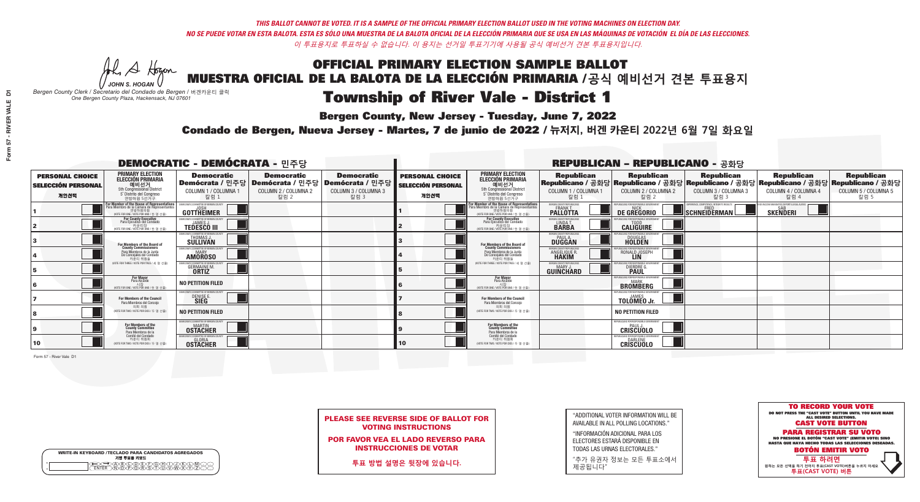*THIS BALLOT CANNOT BE VOTED. IT IS A SAMPLE OF THE OFFICIAL PRIMARY ELECTION BALLOT USED IN THE VOTING MACHINES ON ELECTION DAY.*
*NO SE PUEDE VOTAR EN ESTA BALOTA. ESTA ES SÓLO UNA MUESTRA DE LA BALOTA OFICIAL DE LA ELECCIÓN PRIMARIA QUE SE USA EN LAS MÁQUINAS DE VOTACIÓN EL DÍA DE LAS ELECCIONES.*
*이 투표용지로 투표하실 수 없습니다. 이 용지는 선거일 투표기기에 사용될 공식 예비선거 견본 투표용지입니다.*

JOHN S. HOGAN
*Bergen County Clerk / Secretario del Condado de Bergen / 버겐카운티 클럭*
*One Bergen County Plaza, Hackensack, NJ 07601*

# OFFICIAL PRIMARY ELECTION SAMPLE BALLOT
# MUESTRA OFICIAL DE LA BALOTA DE LA ELECCIÓN PRIMARIA /공식 예비선거 견본 투표용지
# Township of River Vale - District 1

**Bergen County, New Jersey - Tuesday, June 7, 2022**
**Condado de Bergen, Nueva Jersey - Martes, 7 de junio de 2022 / 뉴저지, 버겐 카운티 2022년 6월 7일 화요일**

## DEMOCRATIC - DEMÓCRATA - 민주당

| PERSONAL CHOICE / SELECCIÓN PERSONAL / 개인선택 | PRIMARY ELECTION / ELECCIÓN PRIMARIA / 예비선거 (5th Congressional District / 5° Distrito del Congreso / 연방하원 5선거구) | Democratic / Demócrata / 민주당 COLUMN 1 / COLUMNA 1 / 칼럼 1 | Democratic / Demócrata / 민주당 COLUMN 2 / COLUMNA 2 / 칼럼 2 | Democratic / Demócrata / 민주당 COLUMN 3 / COLUMNA 3 / 칼럼 3 |
|---|---|---|---|---|
| 1 | For Member of the House of Representatives / Para Miembro de la Cámara de Representantes / 연방하원의원 (VOTE FOR ONE / VOTE POR UNO / 한 명 선출) | JOSH GOTTHEIMER | | |
| 2 | For County Executive / Para Ejecutivo del Condado / 카운티장 (VOTE FOR ONE / VOTE POR UNO / 한 명 선출) | JAMES J. TEDESCO III | | |
| 3 | For Members of the Board of County Commissioners / Para Miembros de la Junta De Concejales del Condado / 카운티 위원들 (VOTE FOR THREE / VOTE POR TRES / 세 명 선출) | THOMAS J. SULLIVAN | | |
| 4 | | MARY AMOROSO | | |
| 5 | | GERMAINE M. ORTIZ | | |
| 6 | For Mayor / Para Alcalde / 시장 (VOTE FOR ONE / VOTE POR UNO / 한 명 선출) | NO PETITION FILED | | |
| 7 | For Members of the Council / Para Miembros del Concejo / 의회 의원 (VOTE FOR TWO / VOTE POR DOS / 두 명 선출) | DENISE E. SIEG | | |
| 8 | | NO PETITION FILED | | |
| 9 | For Members of the County Committee / Para Miembros de la Comité del Condado / 카운티 위원회 (VOTE FOR TWO / VOTE POR DOS / 두 명 선출) | MARTIN OSTACHER | | |
| 10 | | GLORIA OSTACHER | | |

## REPUBLICAN - REPUBLICANO - 공화당

| PERSONAL CHOICE / SELECCIÓN PERSONAL / 개인선택 | PRIMARY ELECTION / ELECCIÓN PRIMARIA / 예비선거 (5th Congressional District / 5° Distrito del Congreso / 연방하원 5선거구) | Republican / Republicano / 공화당 COLUMN 1 / COLUMNA 1 / 칼럼 1 | Republican / Republicano / 공화당 COLUMN 2 / COLUMNA 2 / 칼럼 2 | Republican / Republicano / 공화당 COLUMN 3 / COLUMNA 3 / 칼럼 3 | Republican / Republicano / 공화당 COLUMN 4 / COLUMNA 4 / 칼럼 4 | Republican / Republicano / 공화당 COLUMN 5 / COLUMNA 5 / 칼럼 5 |
|---|---|---|---|---|---|---|
| 1 | For Member of the House of Representatives / Para Miembro de la Cámara de Representantes / 연방하원의원 (VOTE FOR ONE / VOTE POR UNO / 한 명 선출) | FRANK T. PALLOTTA | NICK DE GREGORIO | FRED SCHNEIDERMAN | SAB SKENDERI | |
| 2 | For County Executive / Para Ejecutivo del Condado / 카운티장 (VOTE FOR ONE / VOTE POR UNO / 한 명 선출) | LINDA T. BARBA | TODD CALIGUIRE | | | |
| 3 | For Members of the Board of County Commissioners / Para Miembros de la Junta De Concejales del Condado / 카운티 위원들 (VOTE FOR THREE / VOTE POR TRES / 세 명 선출) | PAUL A. DUGGAN | DOUGLAS HOLDEN | | | |
| 4 | | ANGELIQUE R. HAKIM | RONALD JOSEPH LIN | | | |
| 5 | | MARY J. GUINCHARD | DIERDRE G. PAUL | | | |
| 6 | For Mayor / Para Alcalde / 시장 (VOTE FOR ONE / VOTE POR UNO / 한 명 선출) | | MARK BROMBERG | | | |
| 7 | For Members of the Council / Para Miembros del Concejo / 의회 의원 (VOTE FOR TWO / VOTE POR DOS / 두 명 선출) | | JAMES TOLOMEO Jr. | | | |
| 8 | | | NO PETITION FILED | | | |
| 9 | For Members of the County Committee / Para Miembros de la Comité del Condado / 카운티 위원회 (VOTE FOR TWO / VOTE POR DOS / 두 명 선출) | | PAUL J. CRISCUOLO | | | |
| 10 | | | DARLENE CRISCUOLO | | | |

Form 57 - River Vale D1

**PLEASE SEE REVERSE SIDE OF BALLOT FOR VOTING INSTRUCTIONS**

**POR FAVOR VEA EL LADO REVERSO PARA INSTRUCCIONES DE VOTAR**

**투표 방법 설명은 뒷장에 있습니다.**

"ADDITIONAL VOTER INFORMATION WILL BE AVAILABLE IN ALL POLLING LOCATIONS."

"INFORMACIÓN ADICIONAL PARA LOS ELECTORES ESTARÁ DISPONIBLE EN TODAS LAS URNAS ELECTORALES."

"추가 유권자 정보는 모든 투표소에서 제공됩니다"

**TO RECORD YOUR VOTE**
DO NOT PRESS THE "CAST VOTE" BUTTON UNTIL YOU HAVE MADE ALL DESIRED SELECTIONS.
**CAST VOTE BUTTON**

**PARA REGISTRAR SU VOTO**
NO PRESIONE EL BOTÓN "CAST VOTE" (EMITIR VOTO) SINO HASTA QUE HAYA HECHO TODAS LAS SELECCIONES DESEADAS.
**BOTÓN EMITIR VOTO**

**투표 하려면**
원하는 모든 선택을 하기 전까지 투표(CAST VOTE)버튼을 누르지 마세요.
**투표(CAST VOTE) 버튼**

WRITE-IN KEYBOARD /TECLADO PARA CANDIDATOS AGREGADOS
기명 투표용 키보드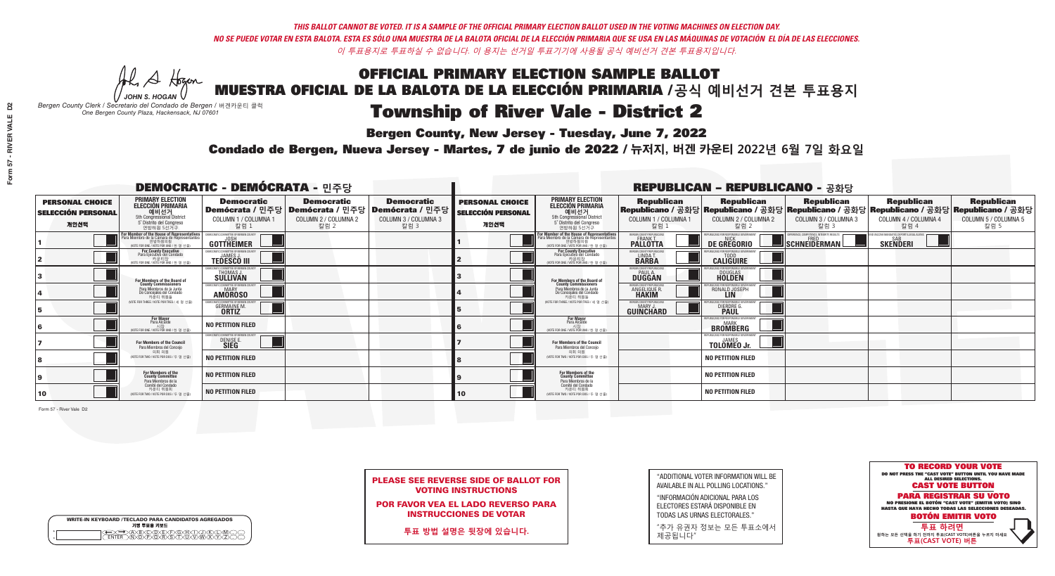*THIS BALLOT CANNOT BE VOTED. IT IS A SAMPLE OF THE OFFICIAL PRIMARY ELECTION BALLOT USED IN THE VOTING MACHINES ON ELECTION DAY.*
*NO SE PUEDE VOTAR EN ESTA BALOTA. ESTA ES SÓLO UNA MUESTRA DE LA BALOTA OFICIAL DE LA ELECCIÓN PRIMARIA QUE SE USA EN LAS MÁQUINAS DE VOTACIÓN EL DÍA DE LAS ELECCIONES.*
*이 투표용지로 투표하실 수 없습니다. 이 용지는 선거일 투표기기에 사용될 공식 예비선거 견본 투표용지입니다.*

JOHN S. HOGAN
*Bergen County Clerk / Secretario del Condado de Bergen / 버겐카운티 클럭*
*One Bergen County Plaza, Hackensack, NJ 07601*

# OFFICIAL PRIMARY ELECTION SAMPLE BALLOT
# MUESTRA OFICIAL DE LA BALOTA DE LA ELECCIÓN PRIMARIA / 공식 예비선거 견본 투표용지

## Township of River Vale - District 2

**Bergen County, New Jersey - Tuesday, June 7, 2022**

**Condado de Bergen, Nueva Jersey - Martes, 7 de junio de 2022 / 뉴저지, 버겐 카운티 2022년 6월 7일 화요일**

### DEMOCRATIC - DEMÓCRATA - 민주당

| PERSONAL CHOICE / SELECCIÓN PERSONAL / 개인선택 | PRIMARY ELECTION / ELECCIÓN PRIMARIA / 예비선거 | Democratic / Demócrata / 민주당 COLUMN 1 / COLUMNA 1 / 칼럼 1 | Democratic / Demócrata / 민주당 COLUMN 2 / COLUMNA 2 / 칼럼 2 | Democratic / Demócrata / 민주당 COLUMN 3 / COLUMNA 3 / 칼럼 3 |
|---|---|---|---|---|
| 1 | For Member of the House of Representatives / Para Miembro de la Cámara de Representantes / 연방하원의원 (5th Congressional District / 5° Distrito del Congreso / 연방하원 5선거구) (VOTE FOR ONE / VOTE POR UNO / 한 명 선출) | JOSH GOTTHEIMER | | |
| 2 | For County Executive / Para Ejecutivo del Condado / 카운티장 (VOTE FOR ONE / VOTE POR UNO / 한 명 선출) | JAMES J. TEDESCO III | | |
| 3 | For Members of the Board of County Commissioners / Para Miembros de la Junta De Concejales del Condado / 카운티 위원들 (VOTE FOR THREE / VOTE POR TRES / 세 명 선출) | THOMAS J. SULLIVAN | | |
| 4 | | MARY AMOROSO | | |
| 5 | | GERMAINE M. ORTIZ | | |
| 6 | For Mayor / Para Alcalde / 시장 (VOTE FOR ONE / VOTE POR UNO / 한 명 선출) | NO PETITION FILED | | |
| 7 | For Members of the Council / Para Miembros del Concejo / 의회 의원 (VOTE FOR TWO / VOTE POR DOS / 두 명 선출) | DENISE E. SIEG | | |
| 8 | | NO PETITION FILED | | |
| 9 | For Members of the County Committee / Para Miembros de la Comité del Condado / 카운티 위원회 (VOTE FOR TWO / VOTE POR DOS / 두 명 선출) | NO PETITION FILED | | |
| 10 | | NO PETITION FILED | | |

### REPUBLICAN - REPUBLICANO - 공화당

| PERSONAL CHOICE / SELECCIÓN PERSONAL / 개인선택 | PRIMARY ELECTION / ELECCIÓN PRIMARIA / 예비선거 | Republican / Republicano / 공화당 COLUMN 1 / COLUMNA 1 / 칼럼 1 | Republican / Republicano / 공화당 COLUMN 2 / COLUMNA 2 / 칼럼 2 | Republican / Republicano / 공화당 COLUMN 3 / COLUMNA 3 / 칼럼 3 | Republican / Republicano / 공화당 COLUMN 4 / COLUMNA 4 / 칼럼 4 | Republican / Republicano / 공화당 COLUMN 5 / COLUMNA 5 / 칼럼 5 |
|---|---|---|---|---|---|---|
| 1 | For Member of the House of Representatives / Para Miembro de la Cámara de Representantes / 연방하원의원 (5th Congressional District / 5° Distrito del Congreso / 연방하원 5선거구) (VOTE FOR ONE / VOTE POR UNO / 한 명 선출) | FRANK T. PALLOTTA | NICK DE GREGORIO | FRED SCHNEIDERMAN | SAB SKENDERI | |
| 2 | For County Executive / Para Ejecutivo del Condado / 카운티장 (VOTE FOR ONE / VOTE POR UNO / 한 명 선출) | LINDA T. BARBA | TODD CALIGUIRE | | | |
| 3 | For Members of the Board of County Commissioners / Para Miembros de la Junta De Concejales del Condado / 카운티 위원들 (VOTE FOR THREE / VOTE POR TRES / 세 명 선출) | PAUL A. DUGGAN | DOUGLAS HOLDEN | | | |
| 4 | | ANGELIQUE R. HAKIM | RONALD JOSEPH LIN | | | |
| 5 | | MARY J. GUINCHARD | DIERDRE G. PAUL | | | |
| 6 | For Mayor / Para Alcalde / 시장 (VOTE FOR ONE / VOTE POR UNO / 한 명 선출) | | MARK BROMBERG | | | |
| 7 | For Members of the Council / Para Miembros del Concejo / 의회 의원 (VOTE FOR TWO / VOTE POR DOS / 두 명 선출) | | JAMES TOLOMEO Jr. | | | |
| 8 | | | NO PETITION FILED | | | |
| 9 | For Members of the County Committee / Para Miembros de la Comité del Condado / 카운티 위원회 (VOTE FOR TWO / VOTE POR DOS / 두 명 선출) | | NO PETITION FILED | | | |
| 10 | | | NO PETITION FILED | | | |

Form 57 - River Vale D2

**PLEASE SEE REVERSE SIDE OF BALLOT FOR VOTING INSTRUCTIONS**

**POR FAVOR VEA EL LADO REVERSO PARA INSTRUCCIONES DE VOTAR**

**투표 방법 설명은 뒷장에 있습니다.**

"ADDITIONAL VOTER INFORMATION WILL BE AVAILABLE IN ALL POLLING LOCATIONS."

"INFORMACIÓN ADICIONAL PARA LOS ELECTORES ESTARÁ DISPONIBLE EN TODAS LAS URNAS ELECTORALES."

"추가 유권자 정보는 모든 투표소에서 제공됩니다"

**TO RECORD YOUR VOTE**
DO NOT PRESS THE "CAST VOTE" BUTTON UNTIL YOU HAVE MADE ALL DESIRED SELECTIONS.
**CAST VOTE BUTTON**

**PARA REGISTRAR SU VOTO**
NO PRESIONE EL BOTÓN "CAST VOTE" (EMITIR VOTO) SINO HASTA QUE HAYA HECHO TODAS LAS SELECCIONES DESEADAS.
**BOTÓN EMITIR VOTO**

**투표 하려면**
원하는 모든 선택을 하기 전까지 투표(CAST VOTE)버튼을 누르지 마세요.
**투표(CAST VOTE) 버튼**

WRITE-IN KEYBOARD /TECLADO PARA CANDIDATOS AGREGADOS
기명 투표용 키보드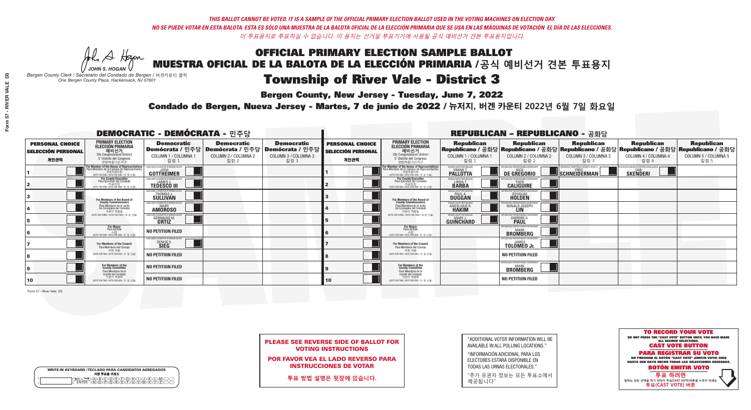*THIS BALLOT CANNOT BE VOTED. IT IS A SAMPLE OF THE OFFICIAL PRIMARY ELECTION BALLOT USED IN THE VOTING MACHINES ON ELECTION DAY.*
*NO SE PUEDE VOTAR EN ESTA BALOTA. ESTA ES SÓLO UNA MUESTRA DE LA BALOTA OFICIAL DE LA ELECCIÓN PRIMARIA QUE SE USA EN LAS MÁQUINAS DE VOTACIÓN EL DÍA DE LAS ELECCIONES.*
*이 투표용지로 투표하실 수 없습니다. 이 용지는 선거일 투표기기에 사용될 공식 예비선거 견본 투표용지입니다.*

JOHN S. HOGAN
*Bergen County Clerk / Secretario del Condado de Bergen /* 버겐카운티 클럭
*One Bergen County Plaza, Hackensack, NJ 07601*

# OFFICIAL PRIMARY ELECTION SAMPLE BALLOT
# MUESTRA OFICIAL DE LA BALOTA DE LA ELECCIÓN PRIMARIA /공식 예비선거 견본 투표용지
# Township of River Vale - District 3

**Bergen County, New Jersey - Tuesday, June 7, 2022**

**Condado de Bergen, Nueva Jersey - Martes, 7 de junio de 2022 / 뉴저지, 버겐 카운티 2022년 6월 7일 화요일**

## DEMOCRATIC - DEMÓCRATA - 민주당

| PERSONAL CHOICE / SELECCIÓN PERSONAL / 개인선택 | PRIMARY ELECTION / ELECCIÓN PRIMARIA / 예비선거 | Democratic / Demócrata / 민주당 COLUMN 1 / COLUMNA 1 / 칼럼 1 | Democratic / Demócrata / 민주당 COLUMN 2 / COLUMNA 2 / 칼럼 2 | Democratic / Demócrata / 민주당 COLUMN 3 / COLUMNA 3 / 칼럼 3 |
|---|---|---|---|---|
| 1 | For Member of the House of Representatives / Para Miembro de la Cámara de Representantes / 연방하원의원 (VOTE FOR ONE / VOTE POR UNO / 한 명 선출) | JOSH GOTTHEIMER | | |
| 2 | For County Executive / Para Ejecutivo del Condado / 카운티장 (VOTE FOR ONE / VOTE POR UNO / 한 명 선출) | JAMES J. TEDESCO III | | |
| 3 | For Members of the Board of County Commissioners / Para Miembros de la Junta De Concejales del Condado / 카운티 위원들 (VOTE FOR THREE / VOTE POR TRES / 세 명 선출) | THOMAS J. SULLIVAN | | |
| 4 | | MARY AMOROSO | | |
| 5 | | GERMAINE M. ORTIZ | | |
| 6 | For Mayor / Para Alcalde / 시장 (VOTE FOR ONE / VOTE POR UNO / 한 명 선출) | NO PETITION FILED | | |
| 7 | For Members of the Council / Para Miembros del Concejo / 의회 의원 (VOTE FOR TWO / VOTE POR DOS / 두 명 선출) | DENISE E. SIEG | | |
| 8 | | NO PETITION FILED | | |
| 9 | For Members of the County Committee / Para Miembros de la Comité del Condado / 카운티 위원회 (VOTE FOR TWO / VOTE POR DOS / 두 명 선출) | NO PETITION FILED | | |
| 10 | | NO PETITION FILED | | |

## REPUBLICAN - REPUBLICANO - 공화당

| PERSONAL CHOICE / SELECCIÓN PERSONAL / 개인선택 | PRIMARY ELECTION / ELECCIÓN PRIMARIA / 예비선거 | Republican / Republicano / 공화당 COLUMN 1 / COLUMNA 1 / 칼럼 1 | Republican / Republicano / 공화당 COLUMN 2 / COLUMNA 2 / 칼럼 2 | Republican / Republicano / 공화당 COLUMN 3 / COLUMNA 3 / 칼럼 3 | Republican / Republicano / 공화당 COLUMN 4 / COLUMNA 4 / 칼럼 4 | Republican / Republicano / 공화당 COLUMN 5 / COLUMNA 5 / 칼럼 5 |
|---|---|---|---|---|---|---|
| 1 | For Member of the House of Representatives / Para Miembro de la Cámara de Representantes / 연방하원의원 (VOTE FOR ONE / VOTE POR UNO / 한 명 선출) | FRANK T. PALLOTTA | NICK DE GREGORIO | FRED SCHNEIDERMAN | SAB SKENDERI | |
| 2 | For County Executive / Para Ejecutivo del Condado / 카운티장 (VOTE FOR ONE / VOTE POR UNO / 한 명 선출) | LINDA T. BARBA | TODD CALIGUIRE | | | |
| 3 | For Members of the Board of County Commissioners / Para Miembros de la Junta De Concejales del Condado / 카운티 위원들 (VOTE FOR THREE / VOTE POR TRES / 세 명 선출) | PAUL A. DUGGAN | DOUGLAS HOLDEN | | | |
| 4 | | ANGELIQUE R. HAKIM | RONALD JOSEPH LIN | | | |
| 5 | | MARY J. GUINCHARD | DIERDRE G. PAUL | | | |
| 6 | For Mayor / Para Alcalde / 시장 (VOTE FOR ONE / VOTE POR UNO / 한 명 선출) | | MARK BROMBERG | | | |
| 7 | For Members of the Council / Para Miembros del Concejo / 의회 의원 (VOTE FOR TWO / VOTE POR DOS / 두 명 선출) | | JAMES TOLOMEO Jr. | | | |
| 8 | | | NO PETITION FILED | | | |
| 9 | For Members of the County Committee / Para Miembros de la Comité del Condado / 카운티 위원회 (VOTE FOR TWO / VOTE POR DOS / 두 명 선출) | | MARK BROMBERG | | | |
| 10 | | | NO PETITION FILED | | | |

Form 57 - River Vale D3

**PLEASE SEE REVERSE SIDE OF BALLOT FOR VOTING INSTRUCTIONS**

**POR FAVOR VEA EL LADO REVERSO PARA INSTRUCCIONES DE VOTAR**

**투표 방법 설명은 뒷장에 있습니다.**

"ADDITIONAL VOTER INFORMATION WILL BE AVAILABLE IN ALL POLLING LOCATIONS."

"INFORMACIÓN ADICIONAL PARA LOS ELECTORES ESTARÁ DISPONIBLE EN TODAS LAS URNAS ELECTORALES."

"추가 유권자 정보는 모든 투표소에서 제공됩니다"

WRITE-IN KEYBOARD /TECLADO PARA CANDIDATOS AGREGADOS
기명 투표용 키보드

**TO RECORD YOUR VOTE**
DO NOT PRESS THE "CAST VOTE" BUTTON UNTIL YOU HAVE MADE ALL DESIRED SELECTIONS.
**CAST VOTE BUTTON**

**PARA REGISTRAR SU VOTO**
NO PRESIONE EL BOTÓN "CAST VOTE" (EMITIR VOTO) SINO HASTA QUE HAYA HECHO TODAS LAS SELECCIONES DESEADAS.
**BOTÓN EMITIR VOTO**

**투표 하려면**
원하는 모든 선택을 하기 전까지 투표(CAST VOTE)버튼을 누르지 마세요
**투표(CAST VOTE) 버튼**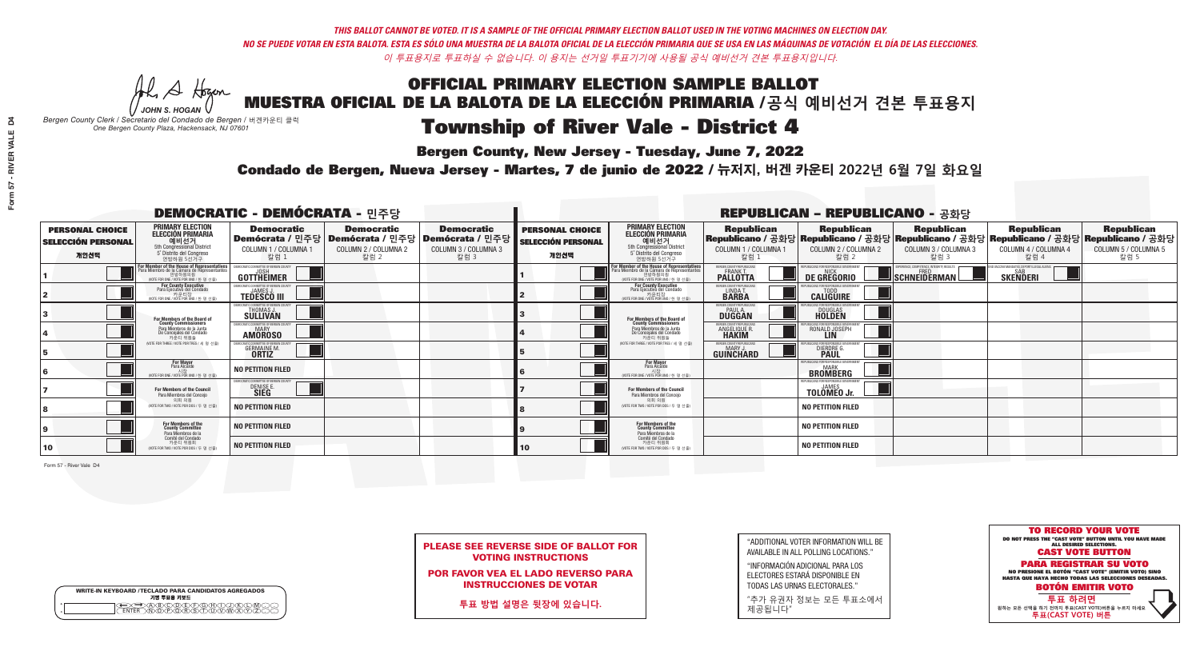*THIS BALLOT CANNOT BE VOTED. IT IS A SAMPLE OF THE OFFICIAL PRIMARY ELECTION BALLOT USED IN THE VOTING MACHINES ON ELECTION DAY.*
*NO SE PUEDE VOTAR EN ESTA BALOTA. ESTA ES SÓLO UNA MUESTRA DE LA BALOTA OFICIAL DE LA ELECCIÓN PRIMARIA QUE SE USA EN LAS MÁQUINAS DE VOTACIÓN EL DÍA DE LAS ELECCIONES.*
*이 투표용지로 투표하실 수 없습니다. 이 용지는 선거일 투표기기에 사용될 공식 예비선거 견본 투표용지입니다.*

JOHN S. HOGAN
*Bergen County Clerk / Secretario del Condado de Bergen / 버겐카운티 클럭*
*One Bergen County Plaza, Hackensack, NJ 07601*

# OFFICIAL PRIMARY ELECTION SAMPLE BALLOT
# MUESTRA OFICIAL DE LA BALOTA DE LA ELECCIÓN PRIMARIA / 공식 예비선거 견본 투표용지
# Township of River Vale - District 4

**Bergen County, New Jersey - Tuesday, June 7, 2022**

**Condado de Bergen, Nueva Jersey - Martes, 7 de junio de 2022 / 뉴저지, 버겐 카운티 2022년 6월 7일 화요일**

## DEMOCRATIC - DEMÓCRATA - 민주당

| PERSONAL CHOICE / SELECCIÓN PERSONAL / 개인선택 | PRIMARY ELECTION / ELECCIÓN PRIMARIA / 예비선거 / 5th Congressional District / 5° Distrito del Congreso / 연방하원 5선거구 | Democratic / Demócrata / 민주당 COLUMN 1 / COLUMNA 1 / 칼럼 1 | Democratic / Demócrata / 민주당 COLUMN 2 / COLUMNA 2 / 칼럼 2 | Democratic / Demócrata / 민주당 COLUMN 3 / COLUMNA 3 / 칼럼 3 |
|---|---|---|---|---|
| 1 | For Member of the House of Representatives / Para Miembro de la Cámara de Representantes / 연방하원의원 (VOTE FOR ONE / VOTE POR UNO / 한 명 선출) | DEMOCRATIC COMMITTEE OF BERGEN COUNTY JOSH GOTTHEIMER | | |
| 2 | For County Executive / Para Ejecutivo del Condado / 카운티장 (VOTE FOR ONE / VOTE POR UNO / 한 명 선출) | DEMOCRATIC COMMITTEE OF BERGEN COUNTY JAMES J. TEDESCO III | | |
| 3 | For Members of the Board of County Commissioners / Para Miembros de la Junta De Concejales del Condado / 카운티 위원들 (VOTE FOR THREE / VOTE POR TRES / 세 명 선출) | DEMOCRATIC COMMITTEE OF BERGEN COUNTY THOMAS J. SULLIVAN | | |
| 4 | | DEMOCRATIC COMMITTEE OF BERGEN COUNTY MARY AMOROSO | | |
| 5 | | DEMOCRATIC COMMITTEE OF BERGEN COUNTY GERMAINE M. ORTIZ | | |
| 6 | For Mayor / Para Alcalde / 시장 (VOTE FOR ONE / VOTE POR UNO / 한 명 선출) | NO PETITION FILED | | |
| 7 | For Members of the Council / Para Miembros del Concejo / 의회 의원 (VOTE FOR TWO / VOTE POR DOS / 두 명 선출) | DEMOCRATIC COMMITTEE OF BERGEN COUNTY DENISE E. SIEG | | |
| 8 | | NO PETITION FILED | | |
| 9 | For Members of the County Committee / Para Miembros de la Comité del Condado / 카운티 위원회 (VOTE FOR TWO / VOTE POR DOS / 두 명 선출) | NO PETITION FILED | | |
| 10 | | NO PETITION FILED | | |

## REPUBLICAN - REPUBLICANO - 공화당

| PERSONAL CHOICE / SELECCIÓN PERSONAL / 개인선택 | PRIMARY ELECTION / ELECCIÓN PRIMARIA / 예비선거 / 5th Congressional District / 5° Distrito del Congreso / 연방하원 5선거구 | Republican / Republicano / 공화당 COLUMN 1 / COLUMNA 1 / 칼럼 1 | Republican / Republicano / 공화당 COLUMN 2 / COLUMNA 2 / 칼럼 2 | Republican / Republicano / 공화당 COLUMN 3 / COLUMNA 3 / 칼럼 3 | Republican / Republicano / 공화당 COLUMN 4 / COLUMNA 4 / 칼럼 4 | Republican / Republicano / 공화당 COLUMN 5 / COLUMNA 5 / 칼럼 5 |
|---|---|---|---|---|---|---|
| 1 | For Member of the House of Representatives / Para Miembro de la Cámara de Representantes / 연방하원의원 (VOTE FOR ONE / VOTE POR UNO / 한 명 선출) | BERGEN COUNTY REPUBLICANS FRANK T. PALLOTTA | REPUBLICANS FOR RESPONSIBLE GOVERNMENT NICK DE GREGORIO | EXPERIENCE, COMPETENCE, INTEGRITY, RESULTS FRED SCHNEIDERMAN | FOR VACCINE MANDATES, DEPORTS ILLEGAL ALIENS SAB SKENDERI | |
| 2 | For County Executive / Para Ejecutivo del Condado / 카운티장 (VOTE FOR ONE / VOTE POR UNO / 한 명 선출) | BERGEN COUNTY REPUBLICANS LINDA T. BARBA | REPUBLICANS FOR RESPONSIBLE GOVERNMENT TODD CALIGUIRE | | | |
| 3 | For Members of the Board of County Commissioners / Para Miembros de la Junta De Concejales del Condado / 카운티 위원들 (VOTE FOR THREE / VOTE POR TRES / 세 명 선출) | BERGEN COUNTY REPUBLICANS PAUL A. DUGGAN | REPUBLICANS FOR RESPONSIBLE GOVERNMENT DOUGLAS HOLDEN | | | |
| 4 | | BERGEN COUNTY REPUBLICANS ANGELIQUE R. HAKIM | REPUBLICANS FOR RESPONSIBLE GOVERNMENT RONALD JOSEPH LIN | | | |
| 5 | | BERGEN COUNTY REPUBLICANS MARY J. GUINCHARD | REPUBLICANS FOR RESPONSIBLE GOVERNMENT DIERDRE G. PAUL | | | |
| 6 | For Mayor / Para Alcalde / 시장 (VOTE FOR ONE / VOTE POR UNO / 한 명 선출) | | REPUBLICANS FOR RESPONSIBLE GOVERNMENT MARK BROMBERG | | | |
| 7 | For Members of the Council / Para Miembros del Concejo / 의회 의원 (VOTE FOR TWO / VOTE POR DOS / 두 명 선출) | | REPUBLICANS FOR RESPONSIBLE GOVERNMENT JAMES TOLOMEO Jr. | | | |
| 8 | | | NO PETITION FILED | | | |
| 9 | For Members of the County Committee / Para Miembros de la Comité del Condado / 카운티 위원회 (VOTE FOR TWO / VOTE POR DOS / 두 명 선출) | | NO PETITION FILED | | | |
| 10 | | | NO PETITION FILED | | | |

Form 57 - River Vale D4

**WRITE-IN KEYBOARD /TECLADO PARA CANDIDATOS AGREGADOS / 기명 투표용 키보드**

**PLEASE SEE REVERSE SIDE OF BALLOT FOR VOTING INSTRUCTIONS**

**POR FAVOR VEA EL LADO REVERSO PARA INSTRUCCIONES DE VOTAR**

**투표 방법 설명은 뒷장에 있습니다.**

"ADDITIONAL VOTER INFORMATION WILL BE AVAILABLE IN ALL POLLING LOCATIONS."

"INFORMACIÓN ADICIONAL PARA LOS ELECTORES ESTARÁ DISPONIBLE EN TODAS LAS URNAS ELECTORALES."

"추가 유권자 정보는 모든 투표소에서 제공됩니다"

**TO RECORD YOUR VOTE**
DO NOT PRESS THE "CAST VOTE" BUTTON UNTIL YOU HAVE MADE ALL DESIRED SELECTIONS.
**CAST VOTE BUTTON**

**PARA REGISTRAR SU VOTO**
NO PRESIONE EL BOTÓN "CAST VOTE" (EMITIR VOTO) SINO HASTA QUE HAYA HECHO TODAS LAS SELECCIONES DESEADAS.
**BOTÓN EMITIR VOTO**

**투표 하려면**
원하는 모든 선택을 하기 전까지 투표(CAST VOTE)버튼을 누르지 마세요.
**투표(CAST VOTE) 버튼**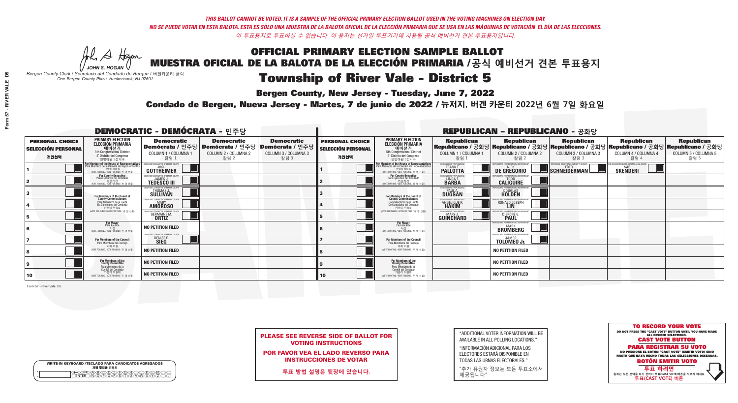*THIS BALLOT CANNOT BE VOTED. IT IS A SAMPLE OF THE OFFICIAL PRIMARY ELECTION BALLOT USED IN THE VOTING MACHINES ON ELECTION DAY.*
*NO SE PUEDE VOTAR EN ESTA BALOTA. ESTA ES SÓLO UNA MUESTRA DE LA BALOTA OFICIAL DE LA ELECCIÓN PRIMARIA QUE SE USA EN LAS MÁQUINAS DE VOTACIÓN EL DÍA DE LAS ELECCIONES.*
*이 투표용지로 투표하실 수 없습니다. 이 용지는 선거일 투표기기에 사용될 공식 예비선거 견본 투표용지입니다.*

JOHN S. HOGAN
*Bergen County Clerk / Secretario del Condado de Bergen / 버겐카운티 클럭*
*One Bergen County Plaza, Hackensack, NJ 07601*

# OFFICIAL PRIMARY ELECTION SAMPLE BALLOT
# MUESTRA OFICIAL DE LA BALOTA DE LA ELECCIÓN PRIMARIA /공식 예비선거 견본 투표용지
# Township of River Vale - District 5

**Bergen County, New Jersey - Tuesday, June 7, 2022**

**Condado de Bergen, Nueva Jersey - Martes, 7 de junio de 2022 / 뉴저지, 버겐 카운티 2022년 6월 7일 화요일**

## DEMOCRATIC - DEMÓCRATA - 민주당

| PERSONAL CHOICE / SELECCIÓN PERSONAL / 개인선택 | PRIMARY ELECTION / ELECCIÓN PRIMARIA / 예비선거 | Democratic / Demócrata / 민주당 COLUMN 1 / COLUMNA 1 / 칼럼 1 | Democratic / Demócrata / 민주당 COLUMN 2 / COLUMNA 2 / 칼럼 2 | Democratic / Demócrata / 민주당 COLUMN 3 / COLUMNA 3 / 칼럼 3 |
|---|---|---|---|---|
| 1 | For Member of the House of Representatives / Para Miembro de la Cámara de Representantes / 연방하원의원 (VOTE FOR ONE / VOTE POR UNO / 한 명 선출) | JOSH GOTTHEIMER | | |
| 2 | For County Executive / Para Ejecutivo del Condado / 카운티장 (VOTE FOR ONE / VOTE POR UNO / 한 명 선출) | JAMES J. TEDESCO III | | |
| 3 | For Members of the Board of County Commissioners / Para Miembros de la Junta De Concejales del Condado / 카운티 위원들 (VOTE FOR THREE / VOTE POR TRES / 세 명 선출) | THOMAS J. SULLIVAN | | |
| 4 | | MARY AMOROSO | | |
| 5 | | GERMAINE M. ORTIZ | | |
| 6 | For Mayor / Para Alcalde / 시장 (VOTE FOR ONE / VOTE POR UNO / 한 명 선출) | NO PETITION FILED | | |
| 7 | For Members of the Council / Para Miembros del Concejo / 의회 의원 (VOTE FOR TWO / VOTE POR DOS / 두 명 선출) | DENISE E. SIEG | | |
| 8 | | NO PETITION FILED | | |
| 9 | For Members of the County Committee / Para Miembros de la Comité del Condado / 카운티 위원회 (VOTE FOR TWO / VOTE POR DOS / 두 명 선출) | NO PETITION FILED | | |
| 10 | | NO PETITION FILED | | |

## REPUBLICAN - REPUBLICANO - 공화당

| PERSONAL CHOICE / SELECCIÓN PERSONAL / 개인선택 | PRIMARY ELECTION / ELECCIÓN PRIMARIA / 예비선거 | Republican / Republicano / 공화당 COLUMN 1 / COLUMNA 1 / 칼럼 1 | Republican / Republicano / 공화당 COLUMN 2 / COLUMNA 2 / 칼럼 2 | Republican / Republicano / 공화당 COLUMN 3 / COLUMNA 3 / 칼럼 3 | Republican / Republicano / 공화당 COLUMN 4 / COLUMNA 4 / 칼럼 4 | Republican / Republicano / 공화당 COLUMN 5 / COLUMNA 5 / 칼럼 5 |
|---|---|---|---|---|---|---|
| 1 | For Member of the House of Representatives / Para Miembro de la Cámara de Representantes / 연방하원의원 (VOTE FOR ONE / VOTE POR UNO / 한 명 선출) | FRANK T. PALLOTTA | NICK DE GREGORIO | FRED SCHNEIDERMAN | SAB SKENDERI | |
| 2 | For County Executive / Para Ejecutivo del Condado / 카운티장 (VOTE FOR ONE / VOTE POR UNO / 한 명 선출) | LINDA T. BARBA | TODD CALIGUIRE | | | |
| 3 | For Members of the Board of County Commissioners / Para Miembros de la Junta De Concejales del Condado / 카운티 위원들 (VOTE FOR THREE / VOTE POR TRES / 세 명 선출) | PAUL A. DUGGAN | DOUGLAS HOLDEN | | | |
| 4 | | ANGELIQUE R. HAKIM | RONALD JOSEPH LIN | | | |
| 5 | | MARY J. GUINCHARD | DIERDRE G. PAUL | | | |
| 6 | For Mayor / Para Alcalde / 시장 (VOTE FOR ONE / VOTE POR UNO / 한 명 선출) | | MARK BROMBERG | | | |
| 7 | For Members of the Council / Para Miembros del Concejo / 의회 의원 (VOTE FOR TWO / VOTE POR DOS / 두 명 선출) | | JAMES TOLOMEO Jr. | | | |
| 8 | | | NO PETITION FILED | | | |
| 9 | For Members of the County Committee / Para Miembros de la Comité del Condado / 카운티 위원회 (VOTE FOR TWO / VOTE POR DOS / 두 명 선출) | | NO PETITION FILED | | | |
| 10 | | | NO PETITION FILED | | | |

Form 57 - River Vale D5

**PLEASE SEE REVERSE SIDE OF BALLOT FOR VOTING INSTRUCTIONS**

**POR FAVOR VEA EL LADO REVERSO PARA INSTRUCCIONES DE VOTAR**

**투표 방법 설명은 뒷장에 있습니다.**

"ADDITIONAL VOTER INFORMATION WILL BE AVAILABLE IN ALL POLLING LOCATIONS."

"INFORMACIÓN ADICIONAL PARA LOS ELECTORES ESTARÁ DISPONIBLE EN TODAS LAS URNAS ELECTORALES."

"추가 유권자 정보는 모든 투표소에서 제공됩니다"

WRITE-IN KEYBOARD /TECLADO PARA CANDIDATOS AGREGADOS
기명 투표용 키보드

**TO RECORD YOUR VOTE**
DO NOT PRESS THE "CAST VOTE" BUTTON UNTIL YOU HAVE MADE ALL DESIRED SELECTIONS.
**CAST VOTE BUTTON**

**PARA REGISTRAR SU VOTO**
NO PRESIONE EL BOTÓN "CAST VOTE" (EMITIR VOTO) SINO HASTA QUE HAYA HECHO TODAS LAS SELECCIONES DESEADAS.
**BOTÓN EMITIR VOTO**

**투표 하려면**
원하는 모든 선택을 하기 전까지 투표(CAST VOTE)버튼을 누르지 마세요.
**투표(CAST VOTE) 버튼**